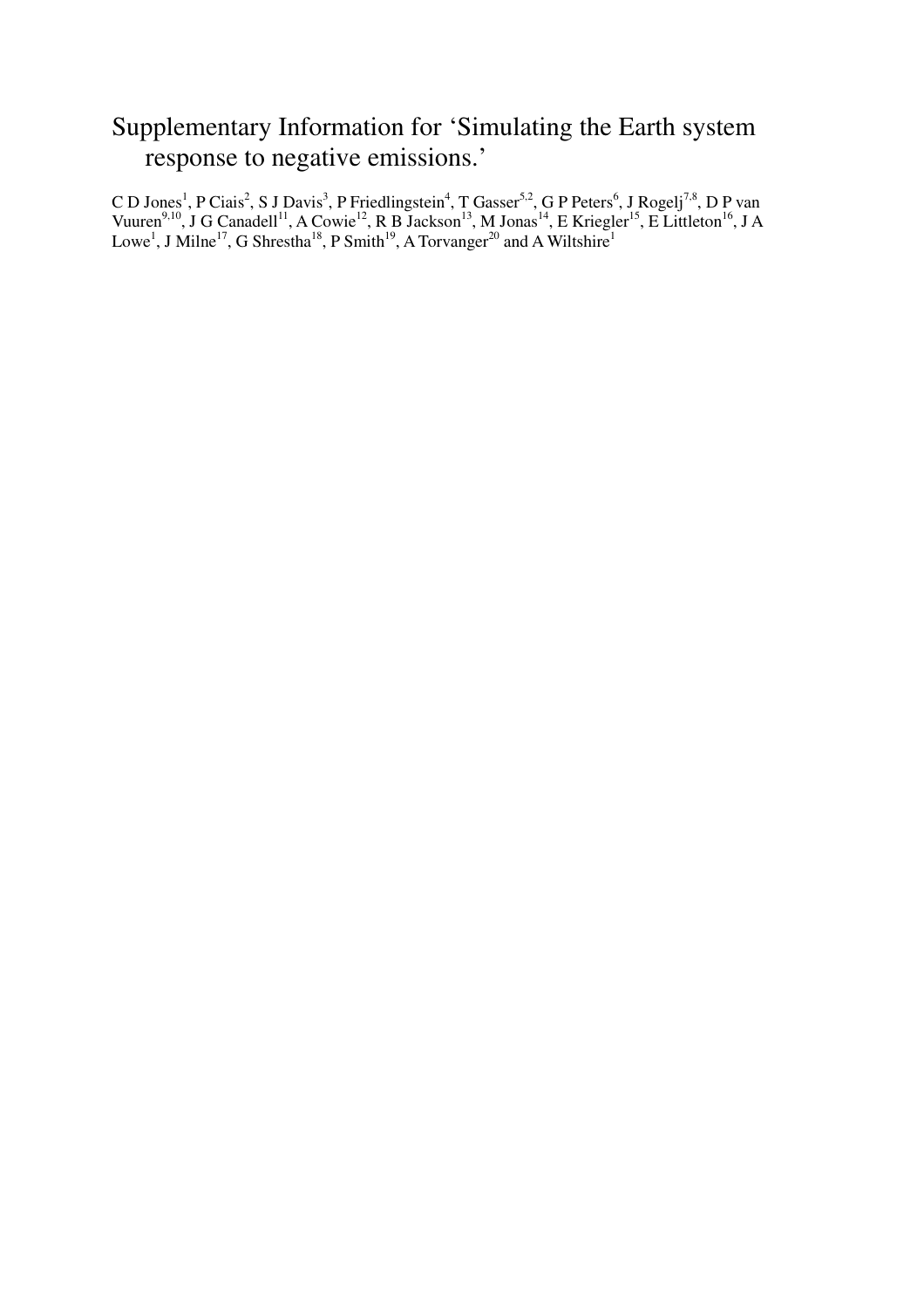# Supplementary Information for 'Simulating the Earth system response to negative emissions.'

C D Jones[1], P Ciais[2], S J Davis[3], P Friedlingstein[4], T Gasser[5,2], G P Peters[6], J Rogelj[7,8], D P van Vuuren[9,10], J G Canadell[11], A Cowie[12], R B Jackson[13], M Jonas[14], E Kriegler[15], E Littleton[16], J A Lowe[1], J Milne[17], G Shrestha[18], P Smith[19], A Torvanger[20] and A Wiltshire[1]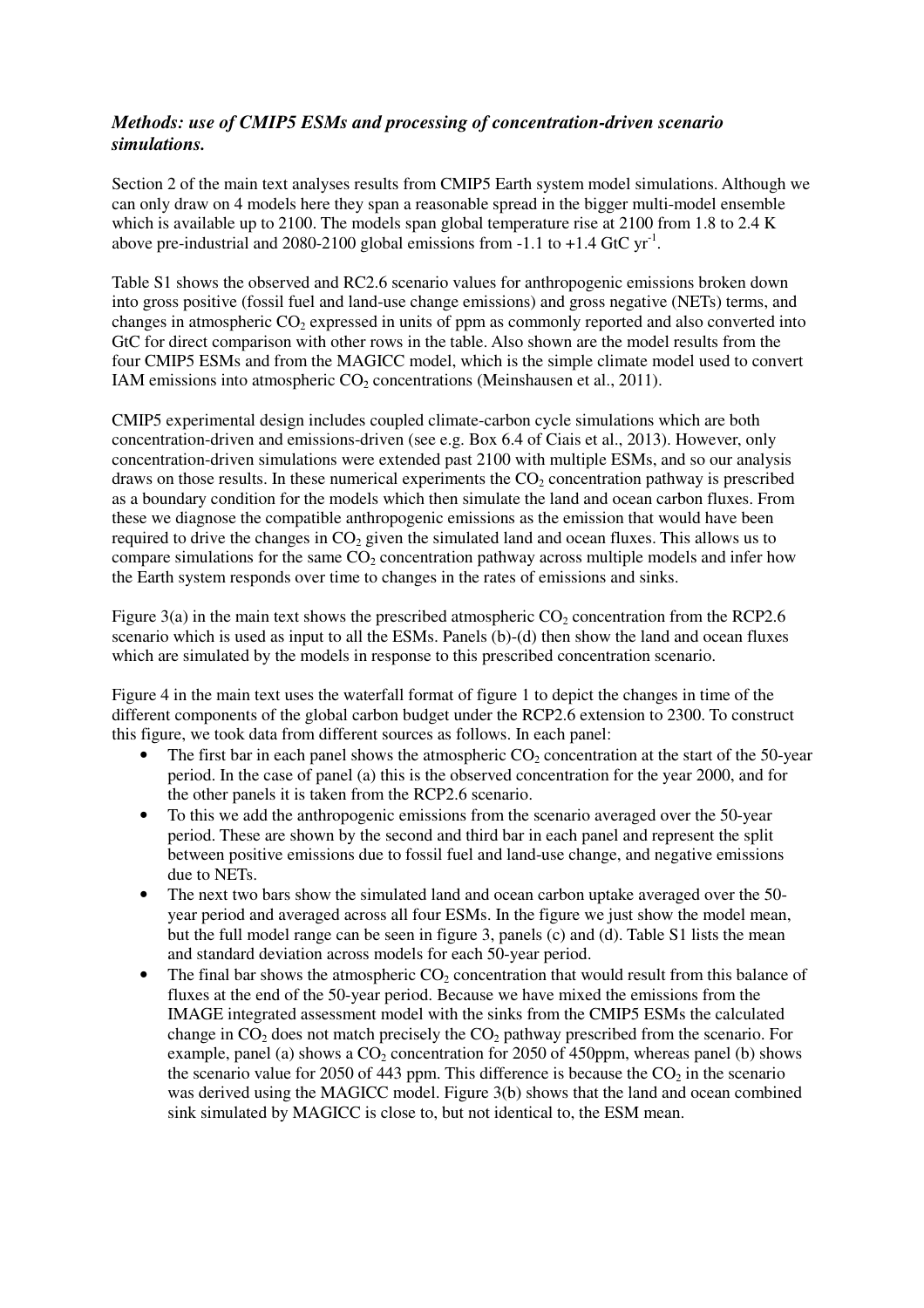*Methods: use of CMIP5 ESMs and processing of concentration-driven scenario simulations.*

Section 2 of the main text analyses results from CMIP5 Earth system model simulations. Although we can only draw on 4 models here they span a reasonable spread in the bigger multi-model ensemble which is available up to 2100. The models span global temperature rise at 2100 from 1.8 to 2.4 K above pre-industrial and 2080-2100 global emissions from -1.1 to +1.4 GtC $yr^{-1}$.

Table S1 shows the observed and RC2.6 scenario values for anthropogenic emissions broken down into gross positive (fossil fuel and land-use change emissions) and gross negative (NETs) terms, and changes in atmospheric $CO_2$ expressed in units of ppm as commonly reported and also converted into GtC for direct comparison with other rows in the table. Also shown are the model results from the four CMIP5 ESMs and from the MAGICC model, which is the simple climate model used to convert IAM emissions into atmospheric $CO_2$ concentrations (Meinshausen et al., 2011).

CMIP5 experimental design includes coupled climate-carbon cycle simulations which are both concentration-driven and emissions-driven (see e.g. Box 6.4 of Ciais et al., 2013). However, only concentration-driven simulations were extended past 2100 with multiple ESMs, and so our analysis draws on those results. In these numerical experiments the $CO_2$ concentration pathway is prescribed as a boundary condition for the models which then simulate the land and ocean carbon fluxes. From these we diagnose the compatible anthropogenic emissions as the emission that would have been required to drive the changes in $CO_2$ given the simulated land and ocean fluxes. This allows us to compare simulations for the same $CO_2$ concentration pathway across multiple models and infer how the Earth system responds over time to changes in the rates of emissions and sinks.

Figure 3(a) in the main text shows the prescribed atmospheric $CO_2$ concentration from the RCP2.6 scenario which is used as input to all the ESMs. Panels (b)-(d) then show the land and ocean fluxes which are simulated by the models in response to this prescribed concentration scenario.

Figure 4 in the main text uses the waterfall format of figure 1 to depict the changes in time of the different components of the global carbon budget under the RCP2.6 extension to 2300. To construct this figure, we took data from different sources as follows. In each panel:

- The first bar in each panel shows the atmospheric $CO_2$ concentration at the start of the 50-year period. In the case of panel (a) this is the observed concentration for the year 2000, and for the other panels it is taken from the RCP2.6 scenario.
- To this we add the anthropogenic emissions from the scenario averaged over the 50-year period. These are shown by the second and third bar in each panel and represent the split between positive emissions due to fossil fuel and land-use change, and negative emissions due to NETs.
- The next two bars show the simulated land and ocean carbon uptake averaged over the 50-year period and averaged across all four ESMs. In the figure we just show the model mean, but the full model range can be seen in figure 3, panels (c) and (d). Table S1 lists the mean and standard deviation across models for each 50-year period.
- The final bar shows the atmospheric $CO_2$ concentration that would result from this balance of fluxes at the end of the 50-year period. Because we have mixed the emissions from the IMAGE integrated assessment model with the sinks from the CMIP5 ESMs the calculated change in $CO_2$ does not match precisely the $CO_2$ pathway prescribed from the scenario. For example, panel (a) shows a $CO_2$ concentration for 2050 of 450ppm, whereas panel (b) shows the scenario value for 2050 of 443 ppm. This difference is because the $CO_2$ in the scenario was derived using the MAGICC model. Figure 3(b) shows that the land and ocean combined sink simulated by MAGICC is close to, but not identical to, the ESM mean.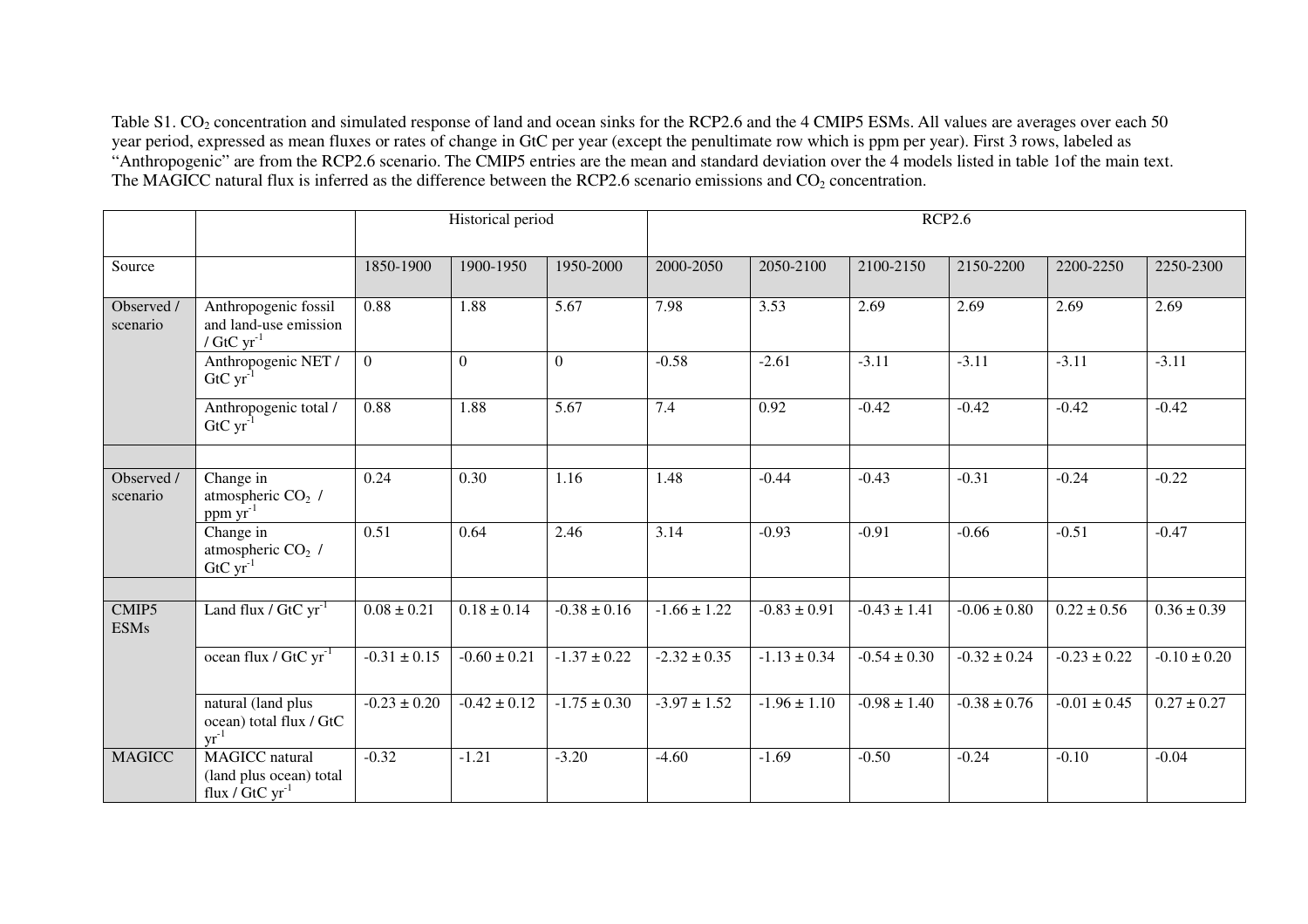Table S1. $CO_2$ concentration and simulated response of land and ocean sinks for the RCP2.6 and the 4 CMIP5 ESMs. All values are averages over each 50 year period, expressed as mean fluxes or rates of change in GtC per year (except the penultimate row which is ppm per year). First 3 rows, labeled as "Anthropogenic" are from the RCP2.6 scenario. The CMIP5 entries are the mean and standard deviation over the 4 models listed in table 1of the main text. The MAGICC natural flux is inferred as the difference between the RCP2.6 scenario emissions and $CO_2$ concentration.

| | | Historical period | | | RCP2.6 | | | | | |
|---|---|---|---|---|---|---|---|---|---|---|
| Source | | 1850-1900 | 1900-1950 | 1950-2000 | 2000-2050 | 2050-2100 | 2100-2150 | 2150-2200 | 2200-2250 | 2250-2300 |
| Observed / scenario | Anthropogenic fossil and land-use emission / GtC $yr^{-1}$ | 0.88 | 1.88 | 5.67 | 7.98 | 3.53 | 2.69 | 2.69 | 2.69 | 2.69 |
| | Anthropogenic NET / GtC $yr^{-1}$ | 0 | 0 | 0 | -0.58 | -2.61 | -3.11 | -3.11 | -3.11 | -3.11 |
| | Anthropogenic total / GtC $yr^{-1}$ | 0.88 | 1.88 | 5.67 | 7.4 | 0.92 | -0.42 | -0.42 | -0.42 | -0.42 |
| | | | | | | | | | | |
| Observed / scenario | Change in atmospheric $CO_2$ / ppm $yr^{-1}$ | 0.24 | 0.30 | 1.16 | 1.48 | -0.44 | -0.43 | -0.31 | -0.24 | -0.22 |
| | Change in atmospheric $CO_2$ / GtC $yr^{-1}$ | 0.51 | 0.64 | 2.46 | 3.14 | -0.93 | -0.91 | -0.66 | -0.51 | -0.47 |
| | | | | | | | | | | |
| CMIP5 ESMs | Land flux / GtC $yr^{-1}$ | 0.08 ± 0.21 | 0.18 ± 0.14 | -0.38 ± 0.16 | -1.66 ± 1.22 | -0.83 ± 0.91 | -0.43 ± 1.41 | -0.06 ± 0.80 | 0.22 ± 0.56 | 0.36 ± 0.39 |
| | ocean flux / GtC $yr^{-1}$ | -0.31 ± 0.15 | -0.60 ± 0.21 | -1.37 ± 0.22 | -2.32 ± 0.35 | -1.13 ± 0.34 | -0.54 ± 0.30 | -0.32 ± 0.24 | -0.23 ± 0.22 | -0.10 ± 0.20 |
| | natural (land plus ocean) total flux / GtC $yr^{-1}$ | -0.23 ± 0.20 | -0.42 ± 0.12 | -1.75 ± 0.30 | -3.97 ± 1.52 | -1.96 ± 1.10 | -0.98 ± 1.40 | -0.38 ± 0.76 | -0.01 ± 0.45 | 0.27 ± 0.27 |
| MAGICC | MAGICC natural (land plus ocean) total flux / GtC $yr^{-1}$ | -0.32 | -1.21 | -3.20 | -4.60 | -1.69 | -0.50 | -0.24 | -0.10 | -0.04 |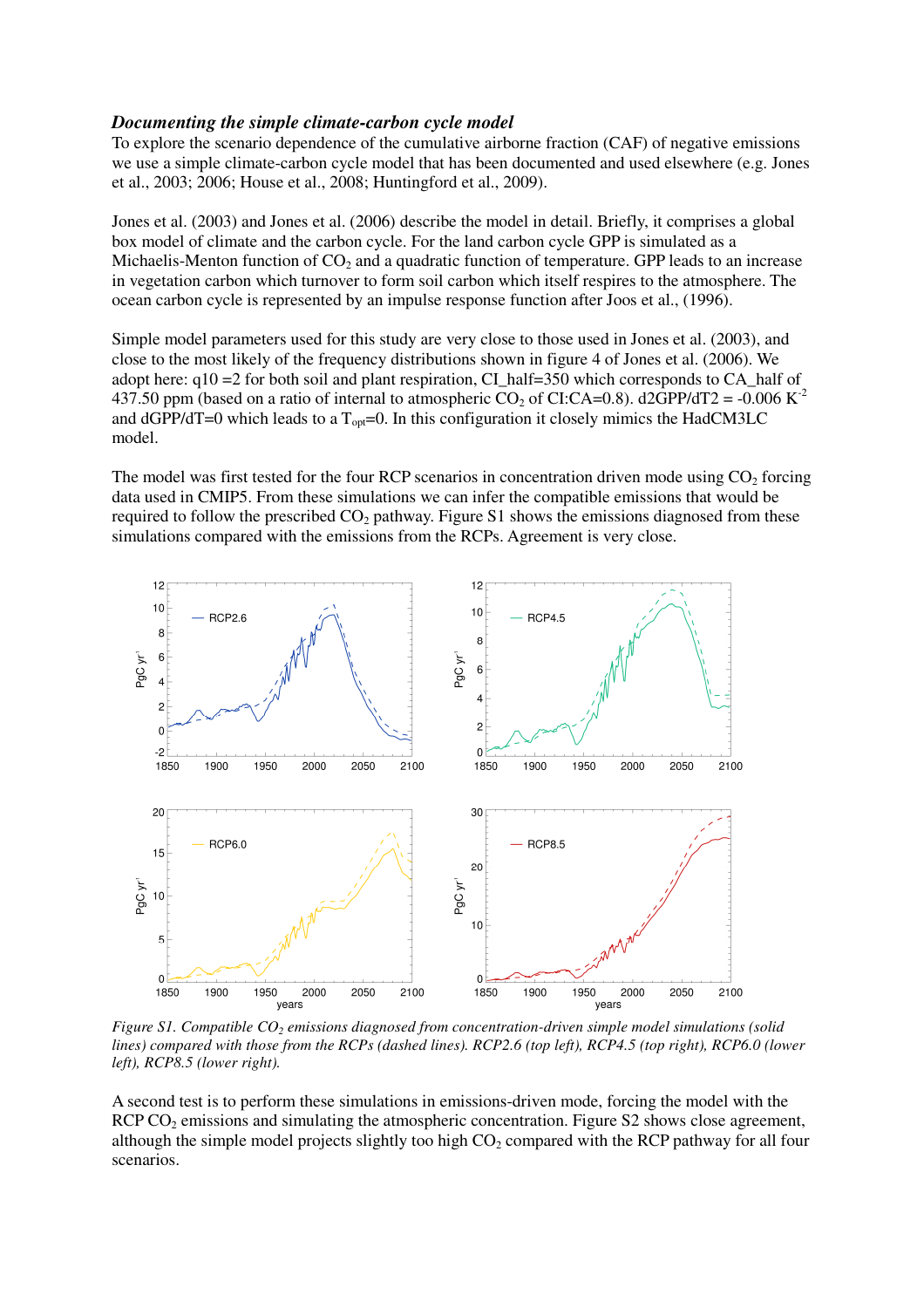### *Documenting the simple climate-carbon cycle model*

To explore the scenario dependence of the cumulative airborne fraction (CAF) of negative emissions we use a simple climate-carbon cycle model that has been documented and used elsewhere (e.g. Jones et al., 2003; 2006; House et al., 2008; Huntingford et al., 2009).

Jones et al. (2003) and Jones et al. (2006) describe the model in detail. Briefly, it comprises a global box model of climate and the carbon cycle. For the land carbon cycle GPP is simulated as a Michaelis-Menton function of $CO_2$ and a quadratic function of temperature. GPP leads to an increase in vegetation carbon which turnover to form soil carbon which itself respires to the atmosphere. The ocean carbon cycle is represented by an impulse response function after Joos et al., (1996).

Simple model parameters used for this study are very close to those used in Jones et al. (2003), and close to the most likely of the frequency distributions shown in figure 4 of Jones et al. (2006). We adopt here: q10 =2 for both soil and plant respiration, CI_half=350 which corresponds to CA_half of 437.50 ppm (based on a ratio of internal to atmospheric $CO_2$ of CI:CA=0.8). d2GPP/dT2 = -0.006 $K^{-2}$ and dGPP/dT=0 which leads to a $T_{opt}$=0. In this configuration it closely mimics the HadCM3LC model.

The model was first tested for the four RCP scenarios in concentration driven mode using $CO_2$ forcing data used in CMIP5. From these simulations we can infer the compatible emissions that would be required to follow the prescribed $CO_2$ pathway. Figure S1 shows the emissions diagnosed from these simulations compared with the emissions from the RCPs. Agreement is very close.

*Figure S1. Compatible $CO_2$ emissions diagnosed from concentration-driven simple model simulations (solid lines) compared with those from the RCPs (dashed lines). RCP2.6 (top left), RCP4.5 (top right), RCP6.0 (lower left), RCP8.5 (lower right).*

A second test is to perform these simulations in emissions-driven mode, forcing the model with the RCP $CO_2$ emissions and simulating the atmospheric concentration. Figure S2 shows close agreement, although the simple model projects slightly too high $CO_2$ compared with the RCP pathway for all four scenarios.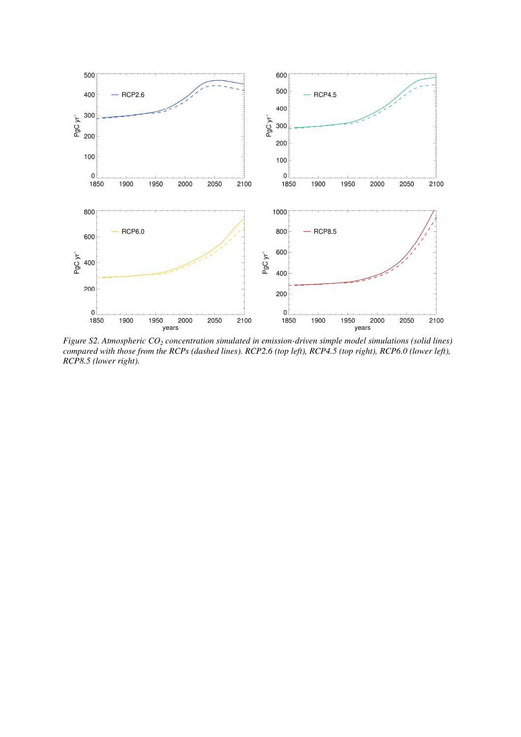*Figure S2. Atmospheric $CO_2$ concentration simulated in emission-driven simple model simulations (solid lines) compared with those from the RCPs (dashed lines). RCP2.6 (top left), RCP4.5 (top right), RCP6.0 (lower left), RCP8.5 (lower right).*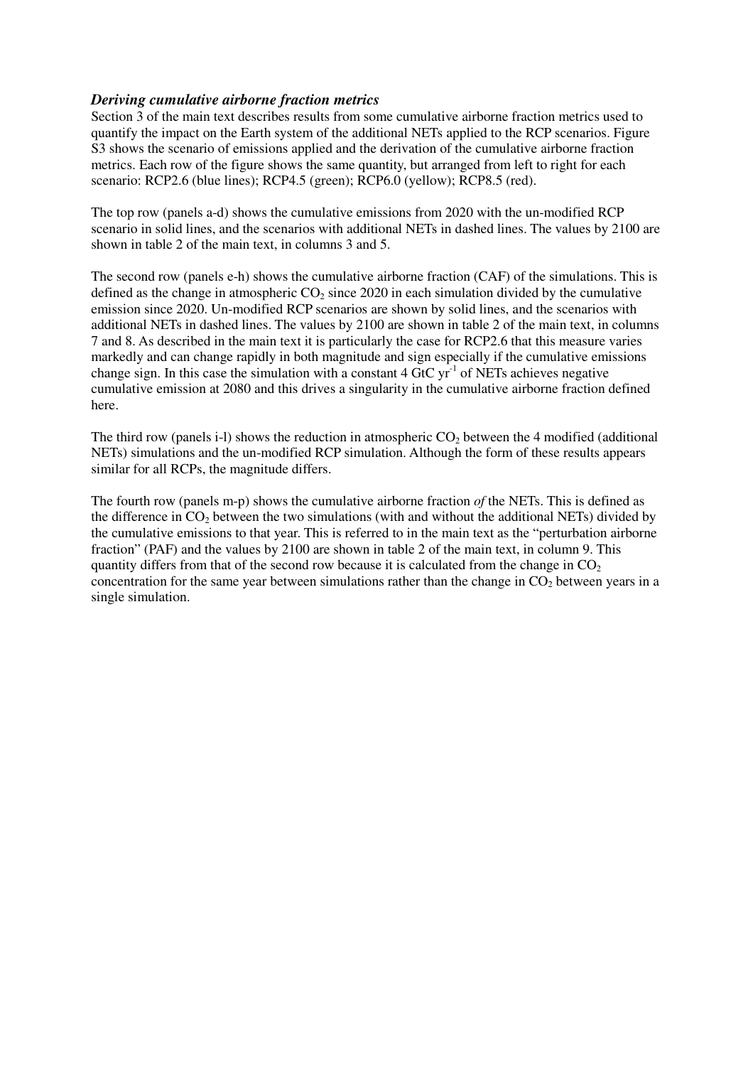### *Deriving cumulative airborne fraction metrics*

Section 3 of the main text describes results from some cumulative airborne fraction metrics used to quantify the impact on the Earth system of the additional NETs applied to the RCP scenarios. Figure S3 shows the scenario of emissions applied and the derivation of the cumulative airborne fraction metrics. Each row of the figure shows the same quantity, but arranged from left to right for each scenario: RCP2.6 (blue lines); RCP4.5 (green); RCP6.0 (yellow); RCP8.5 (red).

The top row (panels a-d) shows the cumulative emissions from 2020 with the un-modified RCP scenario in solid lines, and the scenarios with additional NETs in dashed lines. The values by 2100 are shown in table 2 of the main text, in columns 3 and 5.

The second row (panels e-h) shows the cumulative airborne fraction (CAF) of the simulations. This is defined as the change in atmospheric $CO_2$ since 2020 in each simulation divided by the cumulative emission since 2020. Un-modified RCP scenarios are shown by solid lines, and the scenarios with additional NETs in dashed lines. The values by 2100 are shown in table 2 of the main text, in columns 7 and 8. As described in the main text it is particularly the case for RCP2.6 that this measure varies markedly and can change rapidly in both magnitude and sign especially if the cumulative emissions change sign. In this case the simulation with a constant 4 GtC $yr^{-1}$ of NETs achieves negative cumulative emission at 2080 and this drives a singularity in the cumulative airborne fraction defined here.

The third row (panels i-l) shows the reduction in atmospheric $CO_2$ between the 4 modified (additional NETs) simulations and the un-modified RCP simulation. Although the form of these results appears similar for all RCPs, the magnitude differs.

The fourth row (panels m-p) shows the cumulative airborne fraction *of* the NETs. This is defined as the difference in $CO_2$ between the two simulations (with and without the additional NETs) divided by the cumulative emissions to that year. This is referred to in the main text as the "perturbation airborne fraction" (PAF) and the values by 2100 are shown in table 2 of the main text, in column 9. This quantity differs from that of the second row because it is calculated from the change in $CO_2$ concentration for the same year between simulations rather than the change in $CO_2$ between years in a single simulation.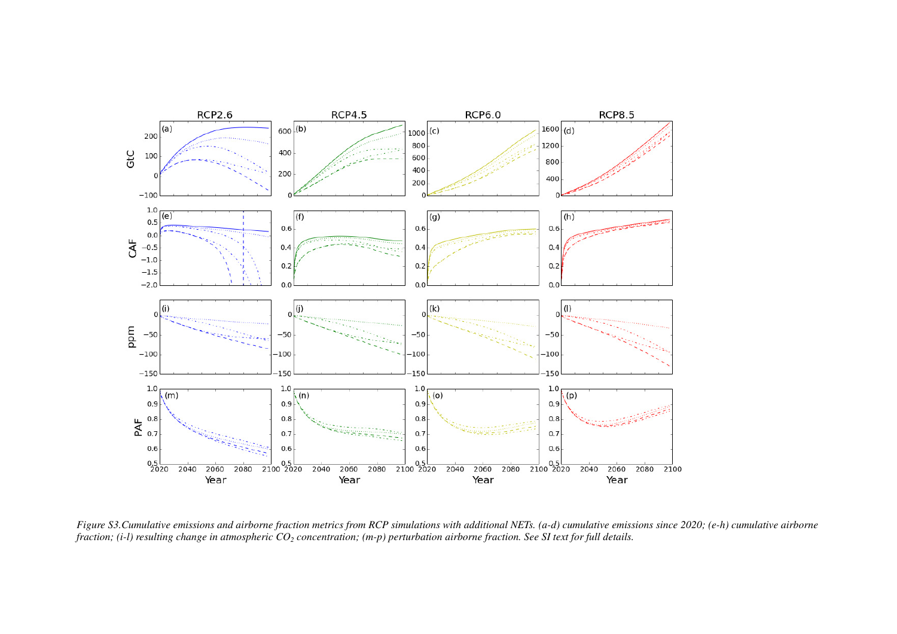*Figure S3.Cumulative emissions and airborne fraction metrics from RCP simulations with additional NETs. (a-d) cumulative emissions since 2020; (e-h) cumulative airborne fraction; (i-l) resulting change in atmospheric $CO_2$ concentration; (m-p) perturbation airborne fraction. See SI text for full details.*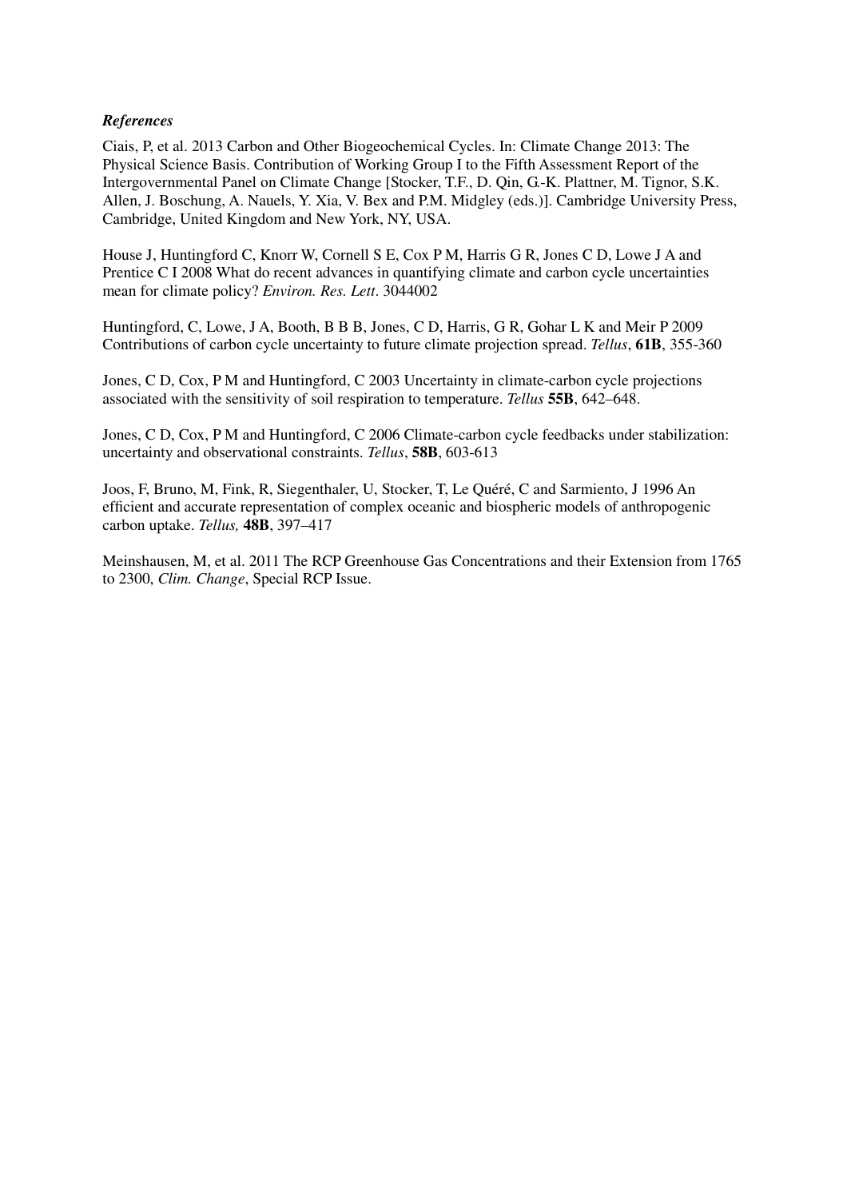***References***

Ciais, P, et al. 2013 Carbon and Other Biogeochemical Cycles. In: Climate Change 2013: The Physical Science Basis. Contribution of Working Group I to the Fifth Assessment Report of the Intergovernmental Panel on Climate Change [Stocker, T.F., D. Qin, G.-K. Plattner, M. Tignor, S.K. Allen, J. Boschung, A. Nauels, Y. Xia, V. Bex and P.M. Midgley (eds.)]. Cambridge University Press, Cambridge, United Kingdom and New York, NY, USA.

House J, Huntingford C, Knorr W, Cornell S E, Cox P M, Harris G R, Jones C D, Lowe J A and Prentice C I 2008 What do recent advances in quantifying climate and carbon cycle uncertainties mean for climate policy? *Environ. Res. Lett*. 3044002

Huntingford, C, Lowe, J A, Booth, B B B, Jones, C D, Harris, G R, Gohar L K and Meir P 2009 Contributions of carbon cycle uncertainty to future climate projection spread. *Tellus*, **61B**, 355-360

Jones, C D, Cox, P M and Huntingford, C 2003 Uncertainty in climate-carbon cycle projections associated with the sensitivity of soil respiration to temperature. *Tellus* **55B**, 642–648.

Jones, C D, Cox, P M and Huntingford, C 2006 Climate-carbon cycle feedbacks under stabilization: uncertainty and observational constraints. *Tellus*, **58B**, 603-613

Joos, F, Bruno, M, Fink, R, Siegenthaler, U, Stocker, T, Le Quéré, C and Sarmiento, J 1996 An efficient and accurate representation of complex oceanic and biospheric models of anthropogenic carbon uptake. *Tellus,* **48B**, 397–417

Meinshausen, M, et al. 2011 The RCP Greenhouse Gas Concentrations and their Extension from 1765 to 2300, *Clim. Change*, Special RCP Issue.